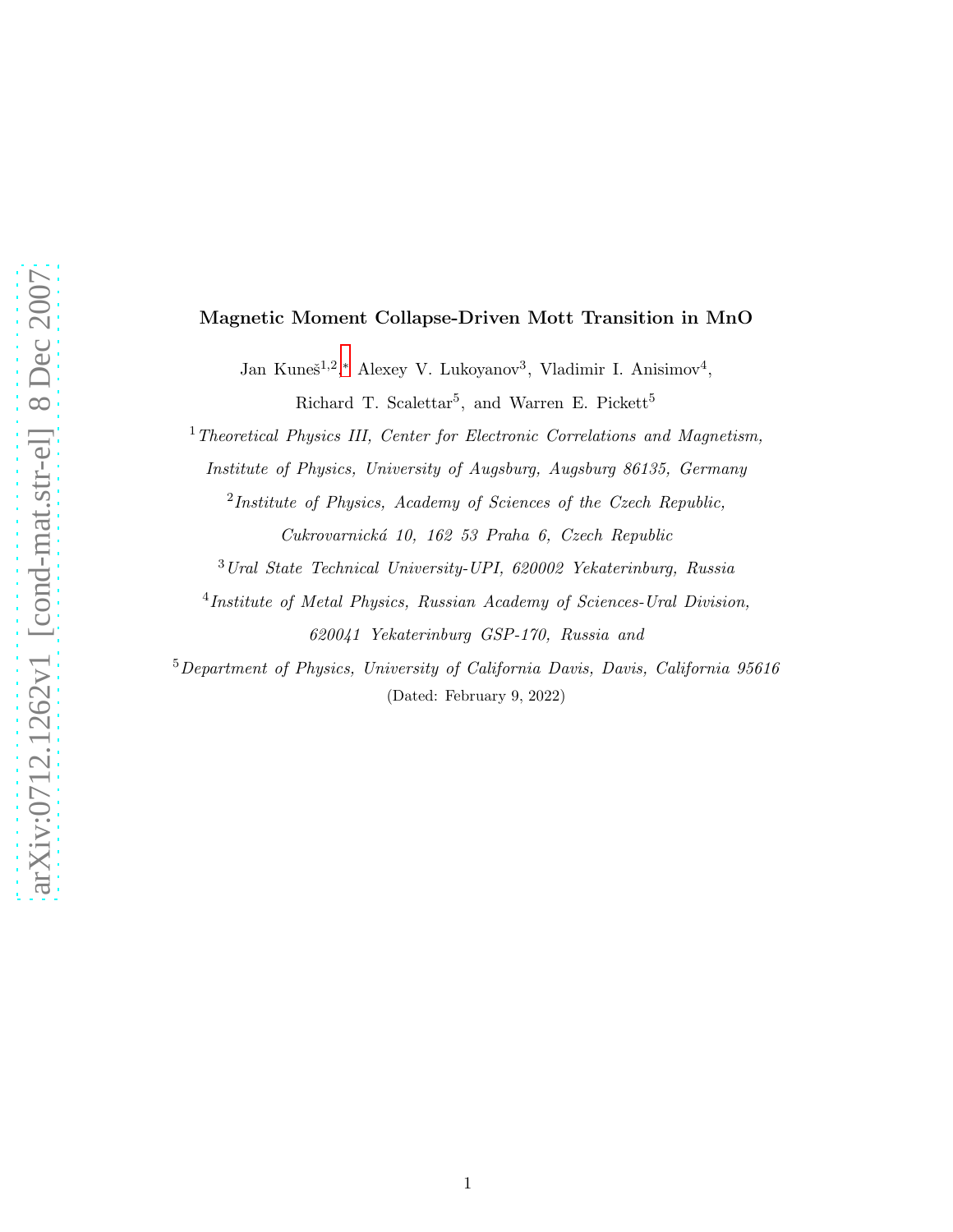# Magnetic Moment Collapse-Driven Mott Transition in MnO

Jan Kuneš[1,2,*] Alexey V. Lukoyanov[3], Vladimir I. Anisimov[4], Richard T. Scalettar[5], and Warren E. Pickett[5]

[1] *Theoretical Physics III, Center for Electronic Correlations and Magnetism, Institute of Physics, University of Augsburg, Augsburg 86135, Germany*

[2] *Institute of Physics, Academy of Sciences of the Czech Republic, Cukrovarnická 10, 162 53 Praha 6, Czech Republic*

[3] *Ural State Technical University-UPI, 620002 Yekaterinburg, Russia*

[4] *Institute of Metal Physics, Russian Academy of Sciences-Ural Division, 620041 Yekaterinburg GSP-170, Russia and*

[5] *Department of Physics, University of California Davis, Davis, California 95616*

(Dated: February 9, 2022)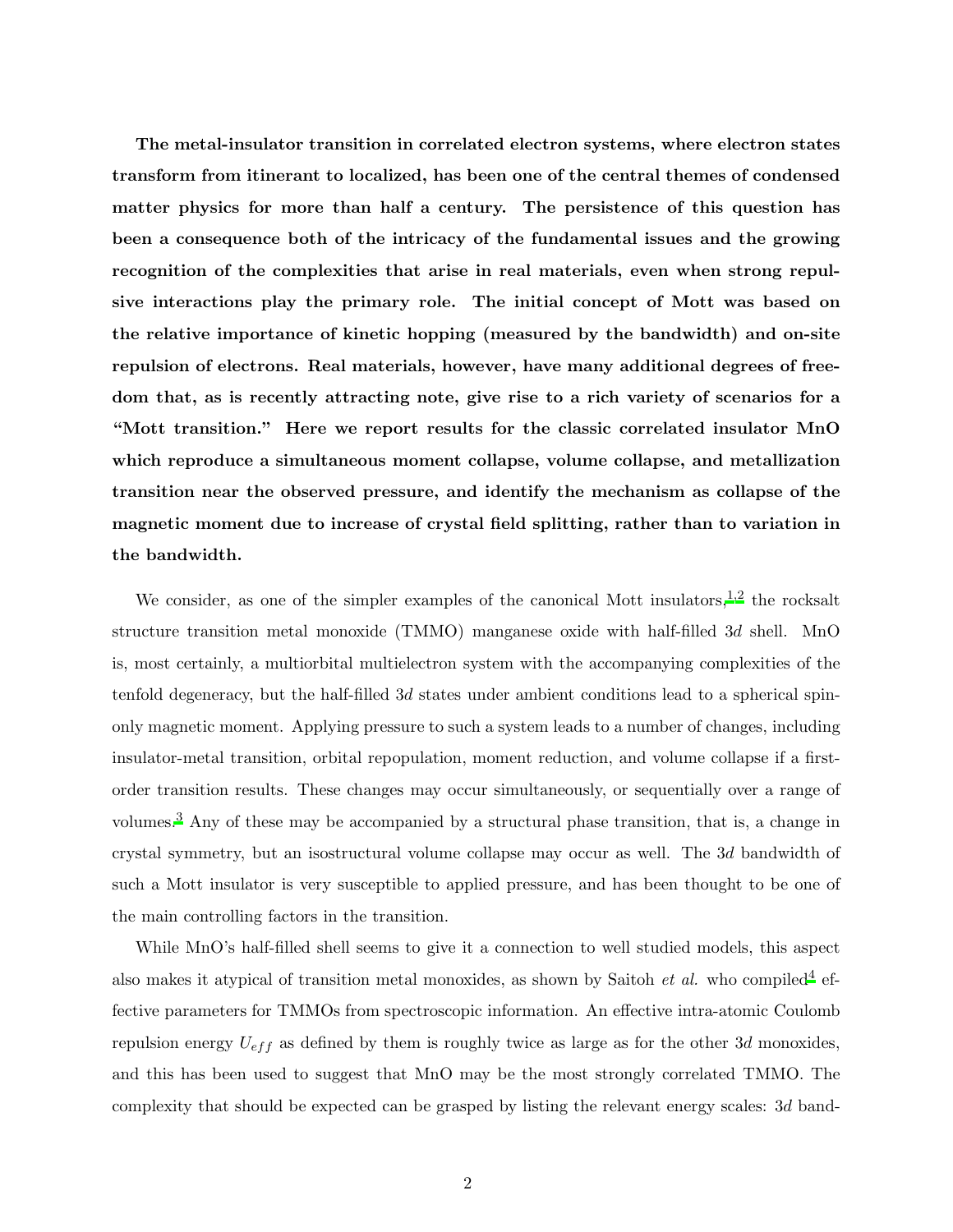**The metal-insulator transition in correlated electron systems, where electron states transform from itinerant to localized, has been one of the central themes of condensed matter physics for more than half a century. The persistence of this question has been a consequence both of the intricacy of the fundamental issues and the growing recognition of the complexities that arise in real materials, even when strong repulsive interactions play the primary role. The initial concept of Mott was based on the relative importance of kinetic hopping (measured by the bandwidth) and on-site repulsion of electrons. Real materials, however, have many additional degrees of freedom that, as is recently attracting note, give rise to a rich variety of scenarios for a "Mott transition." Here we report results for the classic correlated insulator MnO which reproduce a simultaneous moment collapse, volume collapse, and metallization transition near the observed pressure, and identify the mechanism as collapse of the magnetic moment due to increase of crystal field splitting, rather than to variation in the bandwidth.**

We consider, as one of the simpler examples of the canonical Mott insulators,[1,2] the rocksalt structure transition metal monoxide (TMMO) manganese oxide with half-filled $3d$ shell. MnO is, most certainly, a multiorbital multielectron system with the accompanying complexities of the tenfold degeneracy, but the half-filled $3d$ states under ambient conditions lead to a spherical spin-only magnetic moment. Applying pressure to such a system leads to a number of changes, including insulator-metal transition, orbital repopulation, moment reduction, and volume collapse if a first-order transition results. These changes may occur simultaneously, or sequentially over a range of volumes.[3] Any of these may be accompanied by a structural phase transition, that is, a change in crystal symmetry, but an isostructural volume collapse may occur as well. The $3d$ bandwidth of such a Mott insulator is very susceptible to applied pressure, and has been thought to be one of the main controlling factors in the transition.

While MnO's half-filled shell seems to give it a connection to well studied models, this aspect also makes it atypical of transition metal monoxides, as shown by Saitoh *et al.* who compiled[4] effective parameters for TMMOs from spectroscopic information. An effective intra-atomic Coulomb repulsion energy $U_{eff}$ as defined by them is roughly twice as large as for the other $3d$ monoxides, and this has been used to suggest that MnO may be the most strongly correlated TMMO. The complexity that should be expected can be grasped by listing the relevant energy scales: $3d$ band-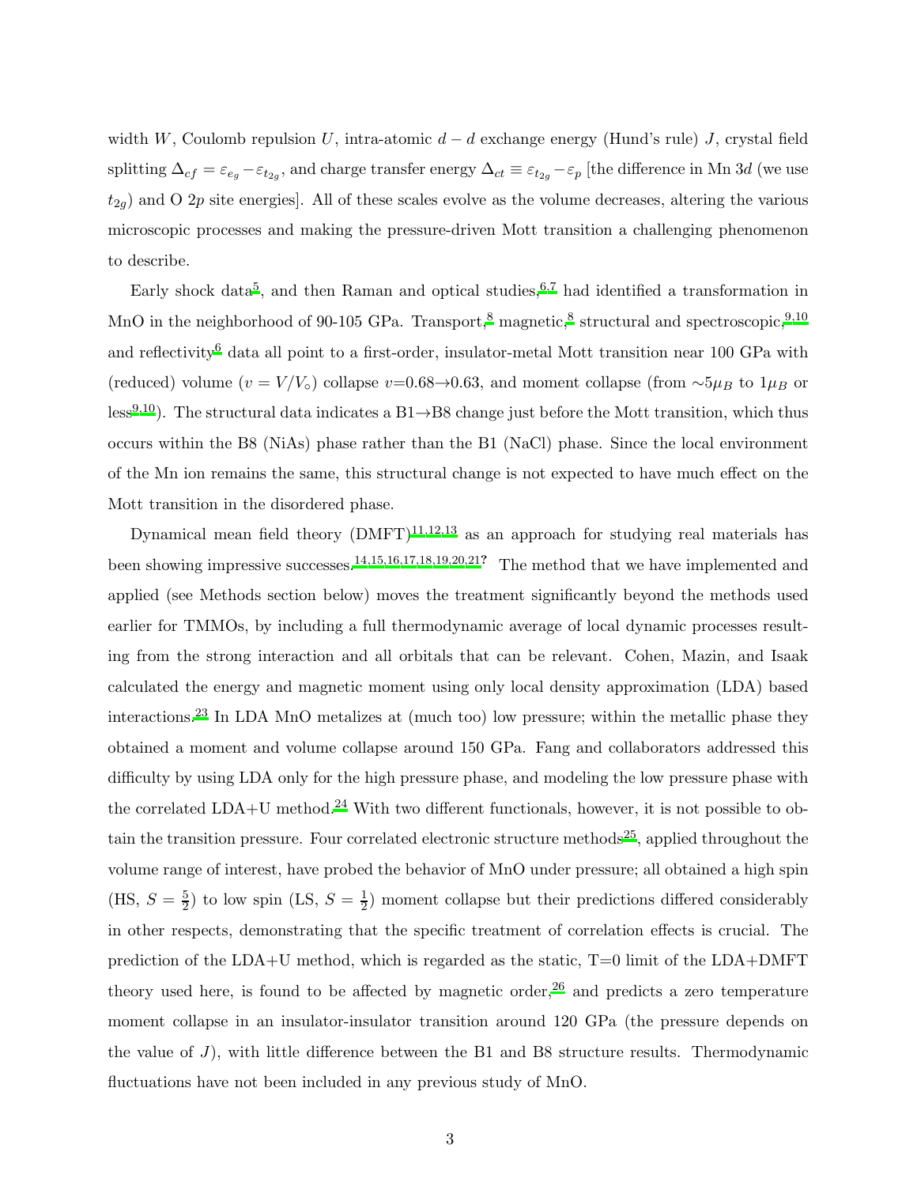width $W$, Coulomb repulsion $U$, intra-atomic $d-d$ exchange energy (Hund's rule) $J$, crystal field splitting $\Delta_{cf} = \varepsilon_{e_g} - \varepsilon_{t_{2g}}$, and charge transfer energy $\Delta_{ct} \equiv \varepsilon_{t_{2g}} - \varepsilon_p$ [the difference in Mn 3$d$ (we use $t_{2g}$) and O 2$p$ site energies]. All of these scales evolve as the volume decreases, altering the various microscopic processes and making the pressure-driven Mott transition a challenging phenomenon to describe.

Early shock data[5], and then Raman and optical studies,[6,7] had identified a transformation in MnO in the neighborhood of 90-105 GPa. Transport,[8] magnetic,[8] structural and spectroscopic,[9,10] and reflectivity[6] data all point to a first-order, insulator-metal Mott transition near 100 GPa with (reduced) volume ($v = V/V_\circ$) collapse $v$=0.68→0.63, and moment collapse (from $\sim 5\mu_B$ to $1\mu_B$ or less[9,10]). The structural data indicates a B1→B8 change just before the Mott transition, which thus occurs within the B8 (NiAs) phase rather than the B1 (NaCl) phase. Since the local environment of the Mn ion remains the same, this structural change is not expected to have much effect on the Mott transition in the disordered phase.

Dynamical mean field theory (DMFT)[11,12,13] as an approach for studying real materials has been showing impressive successes.[14,15,16,17,18,19,20,21?] The method that we have implemented and applied (see Methods section below) moves the treatment significantly beyond the methods used earlier for TMMOs, by including a full thermodynamic average of local dynamic processes resulting from the strong interaction and all orbitals that can be relevant. Cohen, Mazin, and Isaak calculated the energy and magnetic moment using only local density approximation (LDA) based interactions.[23] In LDA MnO metalizes at (much too) low pressure; within the metallic phase they obtained a moment and volume collapse around 150 GPa. Fang and collaborators addressed this difficulty by using LDA only for the high pressure phase, and modeling the low pressure phase with the correlated LDA+U method.[24] With two different functionals, however, it is not possible to obtain the transition pressure. Four correlated electronic structure methods[25], applied throughout the volume range of interest, have probed the behavior of MnO under pressure; all obtained a high spin (HS, $S = \frac{5}{2}$) to low spin (LS, $S = \frac{1}{2}$) moment collapse but their predictions differed considerably in other respects, demonstrating that the specific treatment of correlation effects is crucial. The prediction of the LDA+U method, which is regarded as the static, T=0 limit of the LDA+DMFT theory used here, is found to be affected by magnetic order,[26] and predicts a zero temperature moment collapse in an insulator-insulator transition around 120 GPa (the pressure depends on the value of $J$), with little difference between the B1 and B8 structure results. Thermodynamic fluctuations have not been included in any previous study of MnO.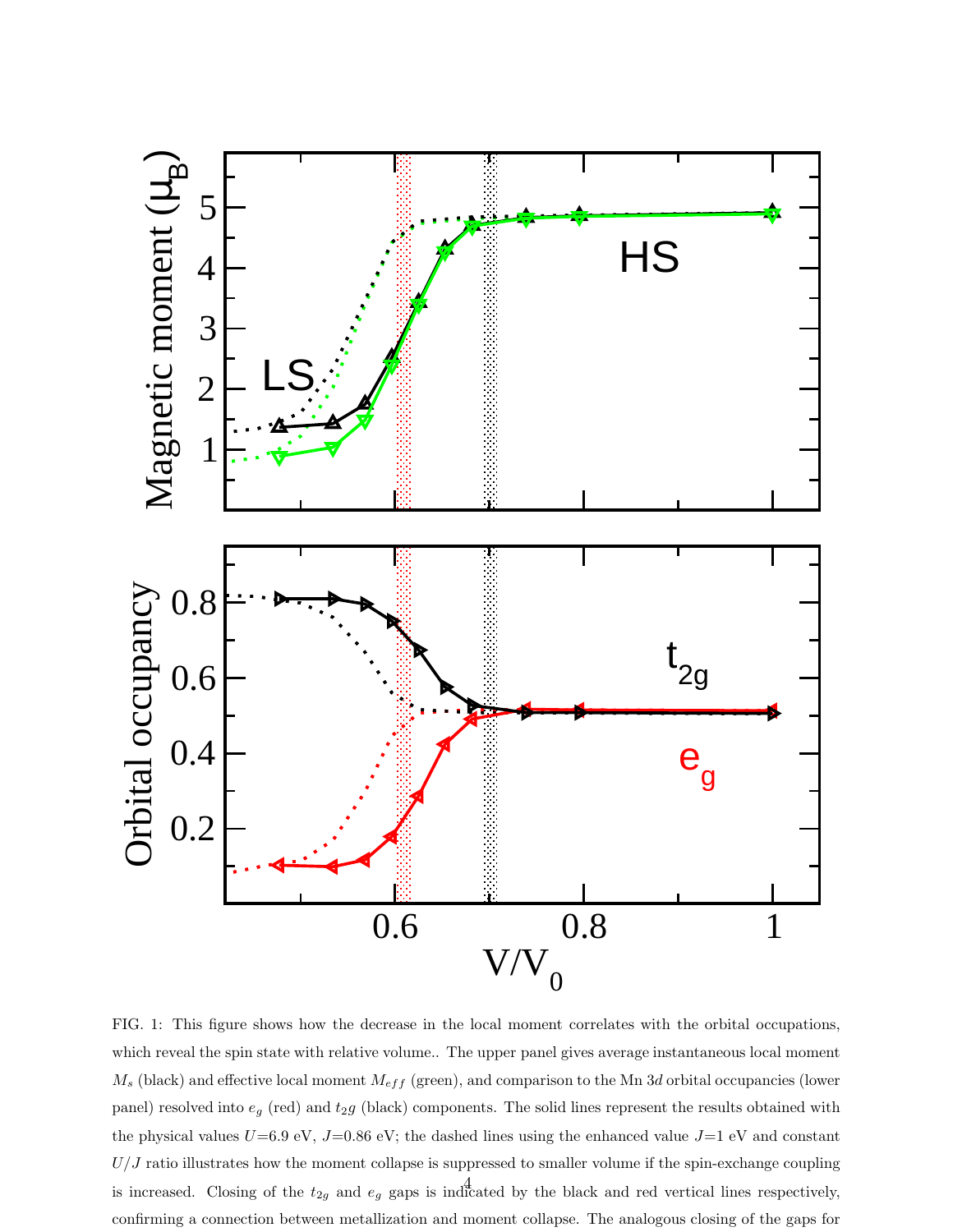FIG. 1: This figure shows how the decrease in the local moment correlates with the orbital occupations, which reveal the spin state with relative volume.. The upper panel gives average instantaneous local moment $M_s$ (black) and effective local moment $M_{eff}$ (green), and comparison to the Mn 3$d$ orbital occupancies (lower panel) resolved into $e_g$ (red) and $t_2g$ (black) components. The solid lines represent the results obtained with the physical values $U$=6.9 eV, $J$=0.86 eV; the dashed lines using the enhanced value $J$=1 eV and constant $U/J$ ratio illustrates how the moment collapse is suppressed to smaller volume if the spin-exchange coupling is increased. Closing of the $t_{2g}$ and $e_g$ gaps is indicated by the black and red vertical lines respectively, confirming a connection between metallization and moment collapse. The analogous closing of the gaps for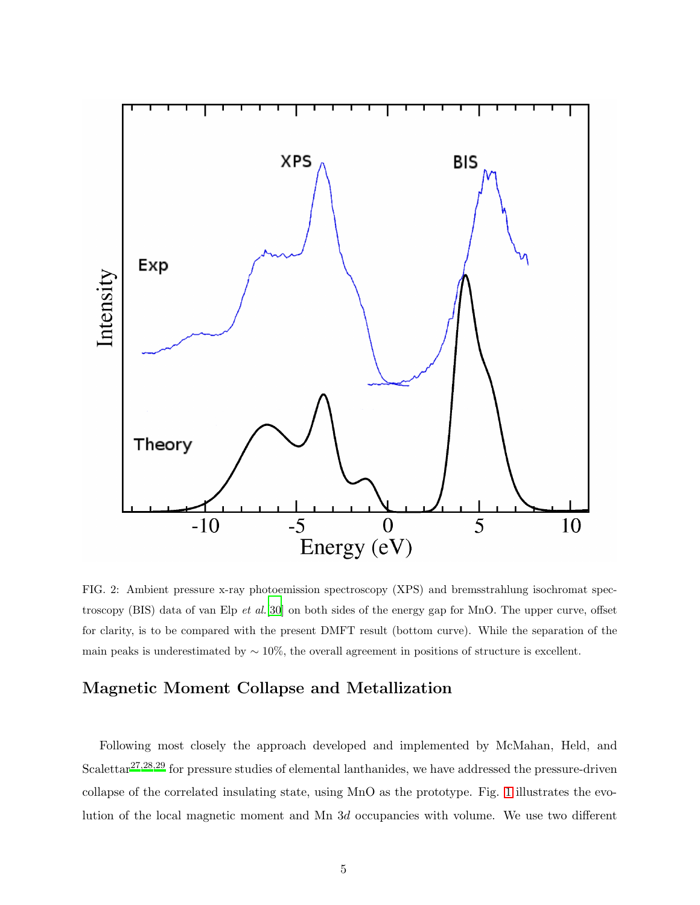FIG. 2: Ambient pressure x-ray photoemission spectroscopy (XPS) and bremsstrahlung isochromat spectroscopy (BIS) data of van Elp *et al.*[30] on both sides of the energy gap for MnO. The upper curve, offset for clarity, is to be compared with the present DMFT result (bottom curve). While the separation of the main peaks is underestimated by $\sim 10\%$, the overall agreement in positions of structure is excellent.

## Magnetic Moment Collapse and Metallization

Following most closely the approach developed and implemented by McMahan, Held, and Scalettar[27,28,29] for pressure studies of elemental lanthanides, we have addressed the pressure-driven collapse of the correlated insulating state, using MnO as the prototype. Fig. 1 illustrates the evolution of the local magnetic moment and Mn $3d$ occupancies with volume. We use two different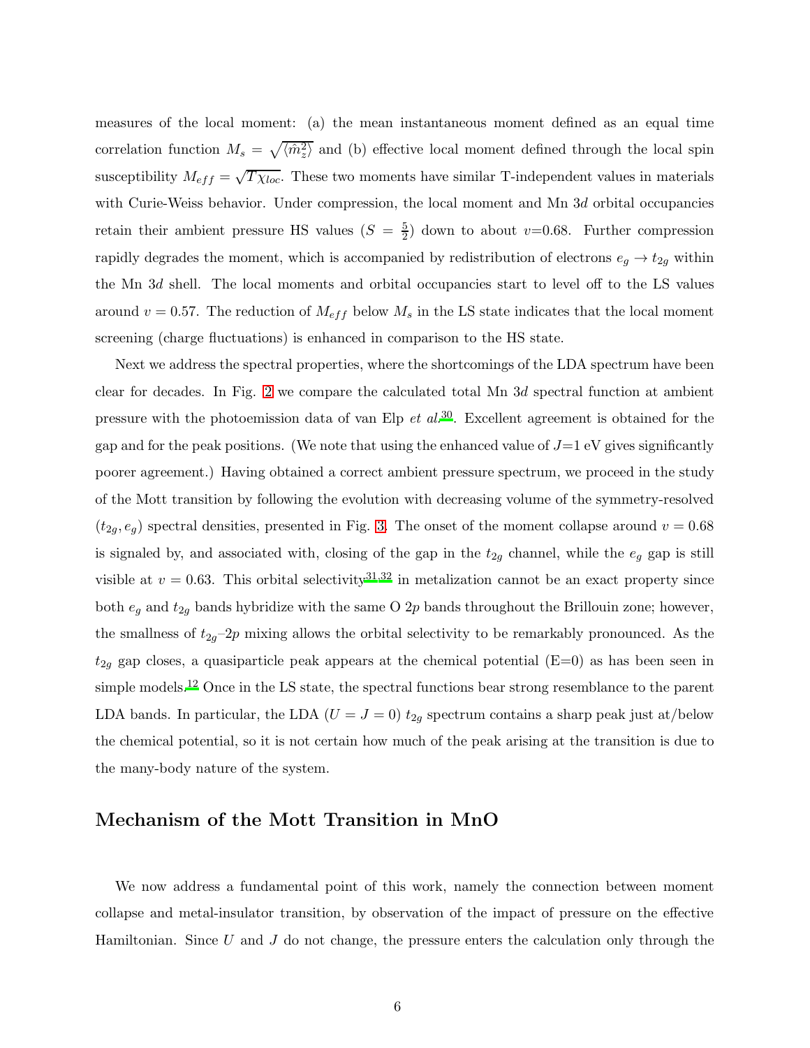measures of the local moment: (a) the mean instantaneous moment defined as an equal time correlation function $M_s = \sqrt{\langle \hat{m}_z^2 \rangle}$ and (b) effective local moment defined through the local spin susceptibility $M_{eff} = \sqrt{T\chi_{loc}}$. These two moments have similar T-independent values in materials with Curie-Weiss behavior. Under compression, the local moment and Mn 3$d$ orbital occupancies retain their ambient pressure HS values ($S = \frac{5}{2}$) down to about $v$=0.68. Further compression rapidly degrades the moment, which is accompanied by redistribution of electrons $e_g \to t_{2g}$ within the Mn 3$d$ shell. The local moments and orbital occupancies start to level off to the LS values around $v = 0.57$. The reduction of $M_{eff}$ below $M_s$ in the LS state indicates that the local moment screening (charge fluctuations) is enhanced in comparison to the HS state.

Next we address the spectral properties, where the shortcomings of the LDA spectrum have been clear for decades. In Fig. 2 we compare the calculated total Mn 3$d$ spectral function at ambient pressure with the photoemission data of van Elp *et al.*[30]. Excellent agreement is obtained for the gap and for the peak positions. (We note that using the enhanced value of $J$=1 eV gives significantly poorer agreement.) Having obtained a correct ambient pressure spectrum, we proceed in the study of the Mott transition by following the evolution with decreasing volume of the symmetry-resolved $(t_{2g}, e_g)$ spectral densities, presented in Fig. 3. The onset of the moment collapse around $v = 0.68$ is signaled by, and associated with, closing of the gap in the $t_{2g}$ channel, while the $e_g$ gap is still visible at $v = 0.63$. This orbital selectivity[31,32] in metalization cannot be an exact property since both $e_g$ and $t_{2g}$ bands hybridize with the same O 2$p$ bands throughout the Brillouin zone; however, the smallness of $t_{2g}$–2$p$ mixing allows the orbital selectivity to be remarkably pronounced. As the $t_{2g}$ gap closes, a quasiparticle peak appears at the chemical potential (E=0) as has been seen in simple models.[12] Once in the LS state, the spectral functions bear strong resemblance to the parent LDA bands. In particular, the LDA ($U = J = 0$) $t_{2g}$ spectrum contains a sharp peak just at/below the chemical potential, so it is not certain how much of the peak arising at the transition is due to the many-body nature of the system.

## Mechanism of the Mott Transition in MnO

We now address a fundamental point of this work, namely the connection between moment collapse and metal-insulator transition, by observation of the impact of pressure on the effective Hamiltonian. Since $U$ and $J$ do not change, the pressure enters the calculation only through the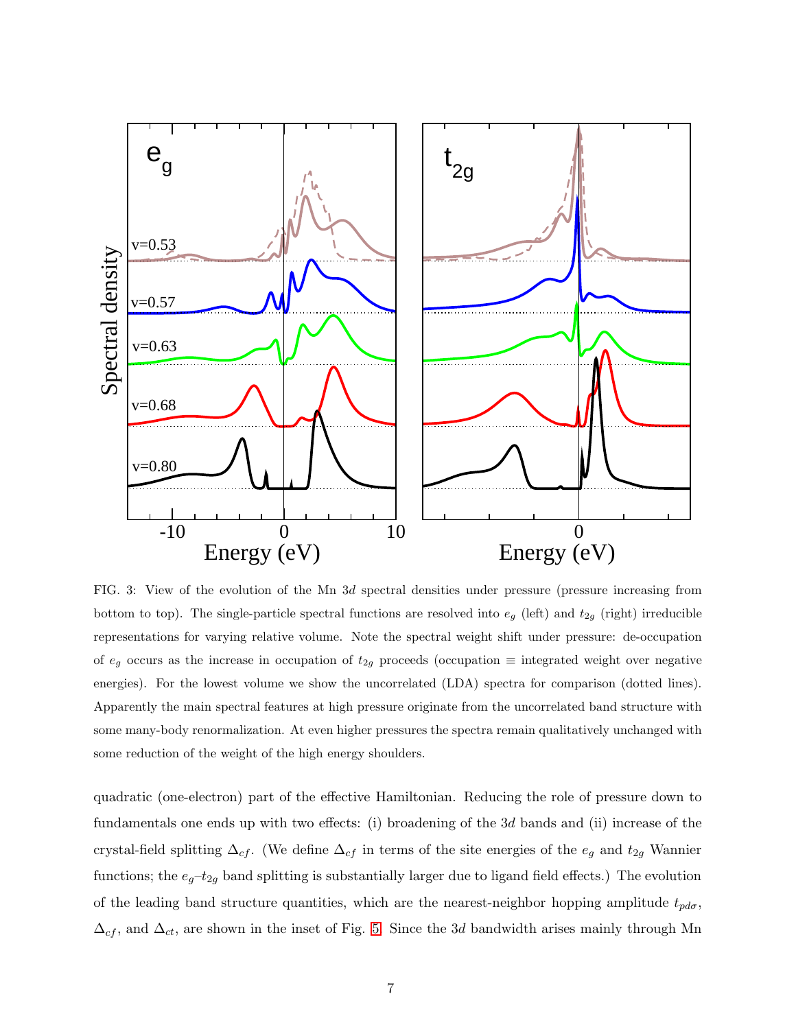FIG. 3: View of the evolution of the Mn 3$d$ spectral densities under pressure (pressure increasing from bottom to top). The single-particle spectral functions are resolved into $e_g$ (left) and $t_{2g}$ (right) irreducible representations for varying relative volume. Note the spectral weight shift under pressure: de-occupation of $e_g$ occurs as the increase in occupation of $t_{2g}$ proceeds (occupation ≡ integrated weight over negative energies). For the lowest volume we show the uncorrelated (LDA) spectra for comparison (dotted lines). Apparently the main spectral features at high pressure originate from the uncorrelated band structure with some many-body renormalization. At even higher pressures the spectra remain qualitatively unchanged with some reduction of the weight of the high energy shoulders.

quadratic (one-electron) part of the effective Hamiltonian. Reducing the role of pressure down to fundamentals one ends up with two effects: (i) broadening of the 3$d$ bands and (ii) increase of the crystal-field splitting $\Delta_{cf}$. (We define $\Delta_{cf}$ in terms of the site energies of the $e_g$ and $t_{2g}$ Wannier functions; the $e_g$–$t_{2g}$ band splitting is substantially larger due to ligand field effects.) The evolution of the leading band structure quantities, which are the nearest-neighbor hopping amplitude $t_{pd\sigma}$, $\Delta_{cf}$, and $\Delta_{ct}$, are shown in the inset of Fig. 5. Since the 3$d$ bandwidth arises mainly through Mn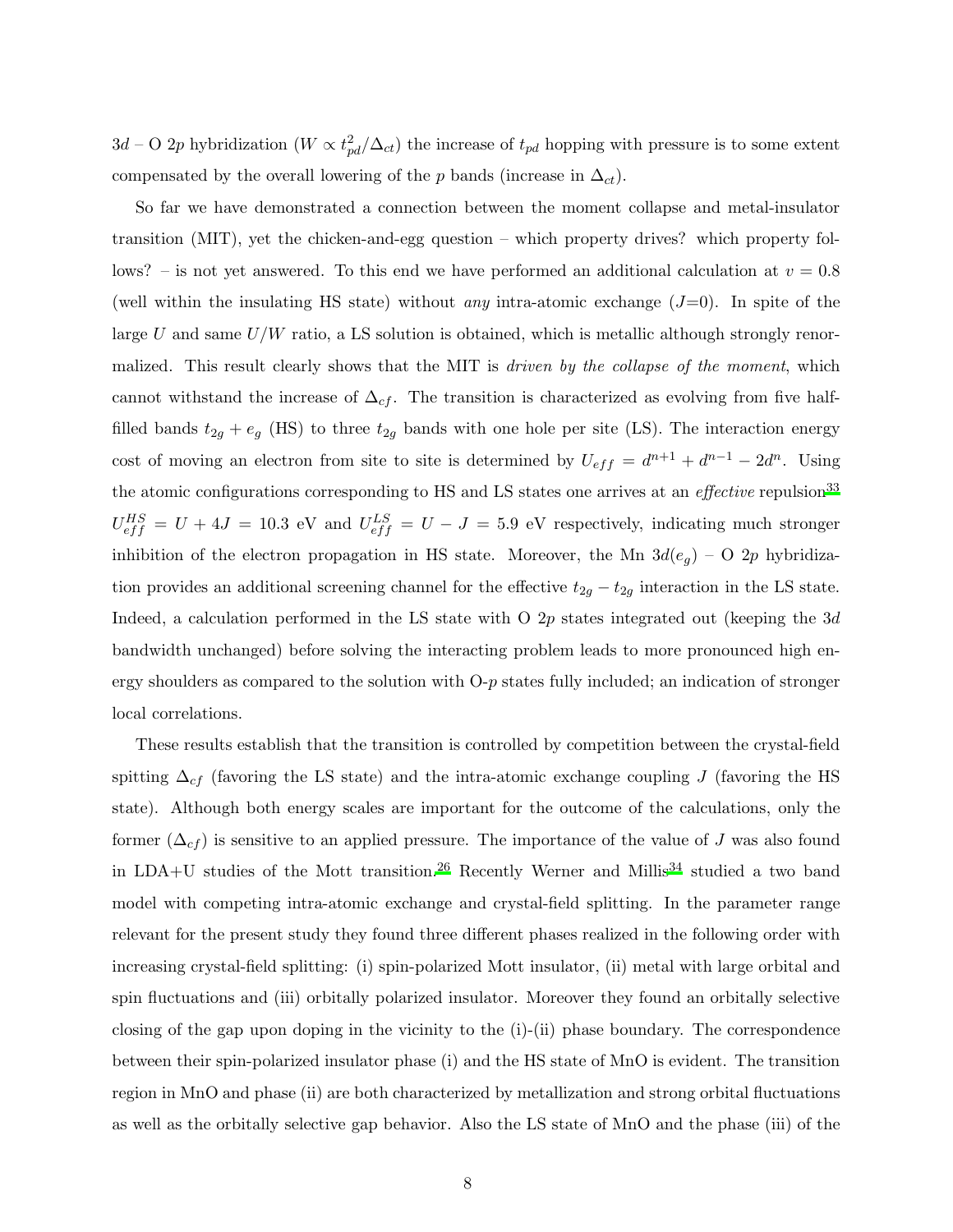$3d$ – O $2p$ hybridization ($W \propto t_{pd}^2/\Delta_{ct}$) the increase of $t_{pd}$ hopping with pressure is to some extent compensated by the overall lowering of the $p$ bands (increase in $\Delta_{ct}$).

So far we have demonstrated a connection between the moment collapse and metal-insulator transition (MIT), yet the chicken-and-egg question – which property drives? which property follows? – is not yet answered. To this end we have performed an additional calculation at $v = 0.8$ (well within the insulating HS state) without *any* intra-atomic exchange ($J$=0). In spite of the large $U$ and same $U/W$ ratio, a LS solution is obtained, which is metallic although strongly renormalized. This result clearly shows that the MIT is *driven by the collapse of the moment*, which cannot withstand the increase of $\Delta_{cf}$. The transition is characterized as evolving from five half-filled bands $t_{2g} + e_g$ (HS) to three $t_{2g}$ bands with one hole per site (LS). The interaction energy cost of moving an electron from site to site is determined by $U_{eff} = d^{n+1} + d^{n-1} - 2d^n$. Using the atomic configurations corresponding to HS and LS states one arrives at an *effective* repulsion[33] $U_{eff}^{HS} = U + 4J = 10.3$ eV and $U_{eff}^{LS} = U - J = 5.9$ eV respectively, indicating much stronger inhibition of the electron propagation in HS state. Moreover, the Mn $3d(e_g)$ – O $2p$ hybridization provides an additional screening channel for the effective $t_{2g} - t_{2g}$ interaction in the LS state. Indeed, a calculation performed in the LS state with O $2p$ states integrated out (keeping the $3d$ bandwidth unchanged) before solving the interacting problem leads to more pronounced high energy shoulders as compared to the solution with O-$p$ states fully included; an indication of stronger local correlations.

These results establish that the transition is controlled by competition between the crystal-field spitting $\Delta_{cf}$ (favoring the LS state) and the intra-atomic exchange coupling $J$ (favoring the HS state). Although both energy scales are important for the outcome of the calculations, only the former ($\Delta_{cf}$) is sensitive to an applied pressure. The importance of the value of $J$ was also found in LDA+U studies of the Mott transition.[26] Recently Werner and Millis[34] studied a two band model with competing intra-atomic exchange and crystal-field splitting. In the parameter range relevant for the present study they found three different phases realized in the following order with increasing crystal-field splitting: (i) spin-polarized Mott insulator, (ii) metal with large orbital and spin fluctuations and (iii) orbitally polarized insulator. Moreover they found an orbitally selective closing of the gap upon doping in the vicinity to the (i)-(ii) phase boundary. The correspondence between their spin-polarized insulator phase (i) and the HS state of MnO is evident. The transition region in MnO and phase (ii) are both characterized by metallization and strong orbital fluctuations as well as the orbitally selective gap behavior. Also the LS state of MnO and the phase (iii) of the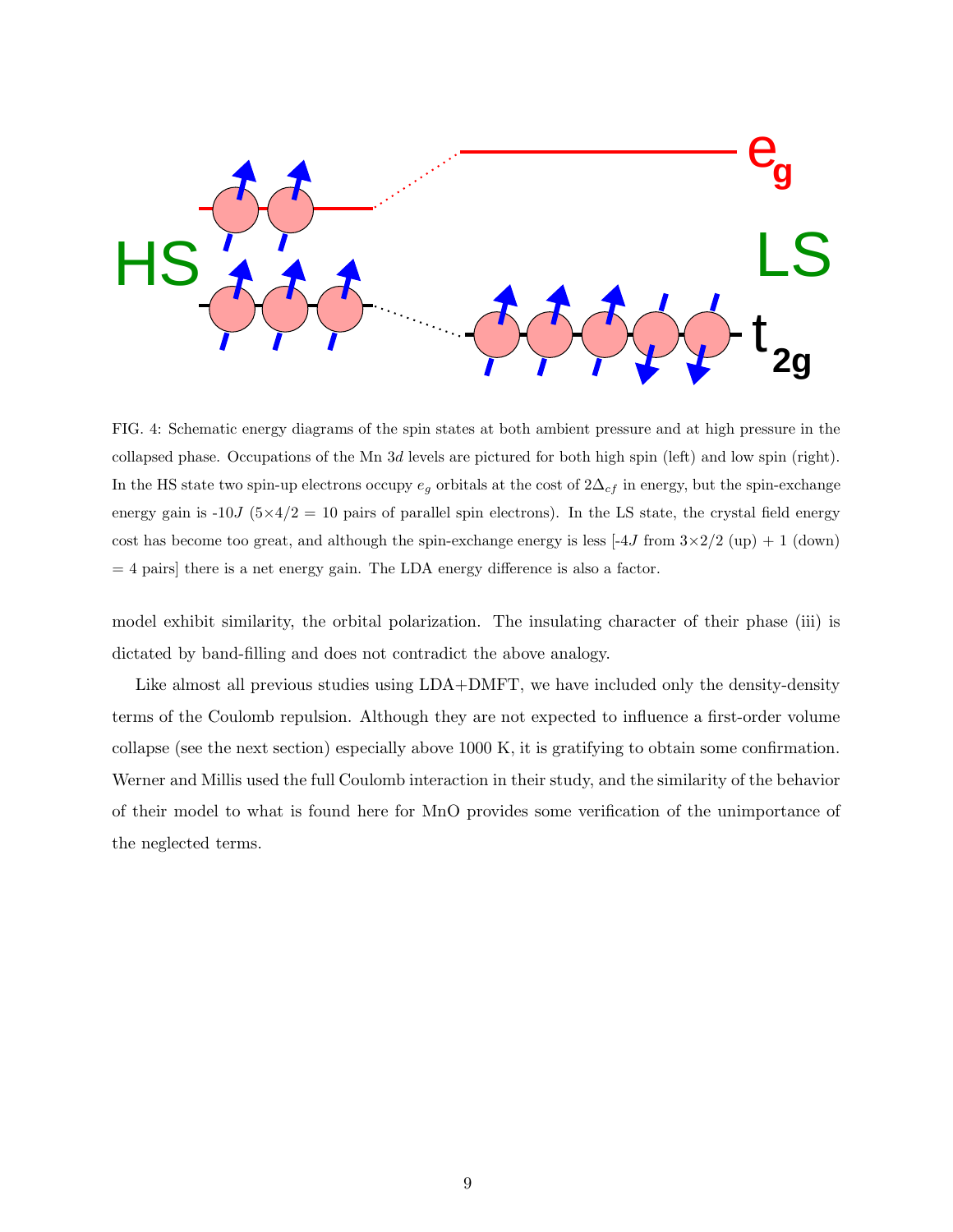FIG. 4: Schematic energy diagrams of the spin states at both ambient pressure and at high pressure in the collapsed phase. Occupations of the Mn 3$d$ levels are pictured for both high spin (left) and low spin (right). In the HS state two spin-up electrons occupy $e_g$ orbitals at the cost of $2\Delta_{cf}$ in energy, but the spin-exchange energy gain is -10$J$ (5×4/2 = 10 pairs of parallel spin electrons). In the LS state, the crystal field energy cost has become too great, and although the spin-exchange energy is less [-4$J$ from 3×2/2 (up) + 1 (down) = 4 pairs] there is a net energy gain. The LDA energy difference is also a factor.

model exhibit similarity, the orbital polarization. The insulating character of their phase (iii) is dictated by band-filling and does not contradict the above analogy.

Like almost all previous studies using LDA+DMFT, we have included only the density-density terms of the Coulomb repulsion. Although they are not expected to influence a first-order volume collapse (see the next section) especially above 1000 K, it is gratifying to obtain some confirmation. Werner and Millis used the full Coulomb interaction in their study, and the similarity of the behavior of their model to what is found here for MnO provides some verification of the unimportance of the neglected terms.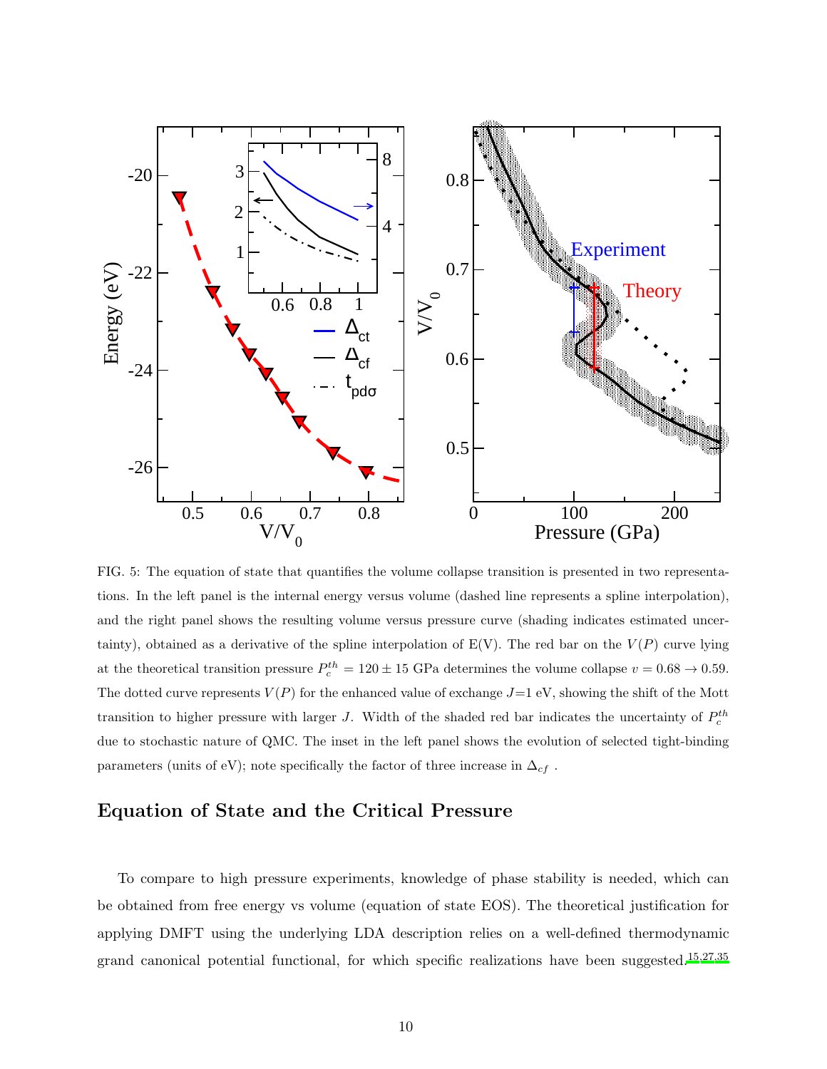FIG. 5: The equation of state that quantifies the volume collapse transition is presented in two representations. In the left panel is the internal energy versus volume (dashed line represents a spline interpolation), and the right panel shows the resulting volume versus pressure curve (shading indicates estimated uncertainty), obtained as a derivative of the spline interpolation of E(V). The red bar on the $V(P)$ curve lying at the theoretical transition pressure $P_c^{th} = 120 \pm 15$ GPa determines the volume collapse $v = 0.68 \rightarrow 0.59$. The dotted curve represents $V(P)$ for the enhanced value of exchange $J$=1 eV, showing the shift of the Mott transition to higher pressure with larger $J$. Width of the shaded red bar indicates the uncertainty of $P_c^{th}$ due to stochastic nature of QMC. The inset in the left panel shows the evolution of selected tight-binding parameters (units of eV); note specifically the factor of three increase in $\Delta_{cf}$ .

## Equation of State and the Critical Pressure

To compare to high pressure experiments, knowledge of phase stability is needed, which can be obtained from free energy vs volume (equation of state EOS). The theoretical justification for applying DMFT using the underlying LDA description relies on a well-defined thermodynamic grand canonical potential functional, for which specific realizations have been suggested.[15,27,35]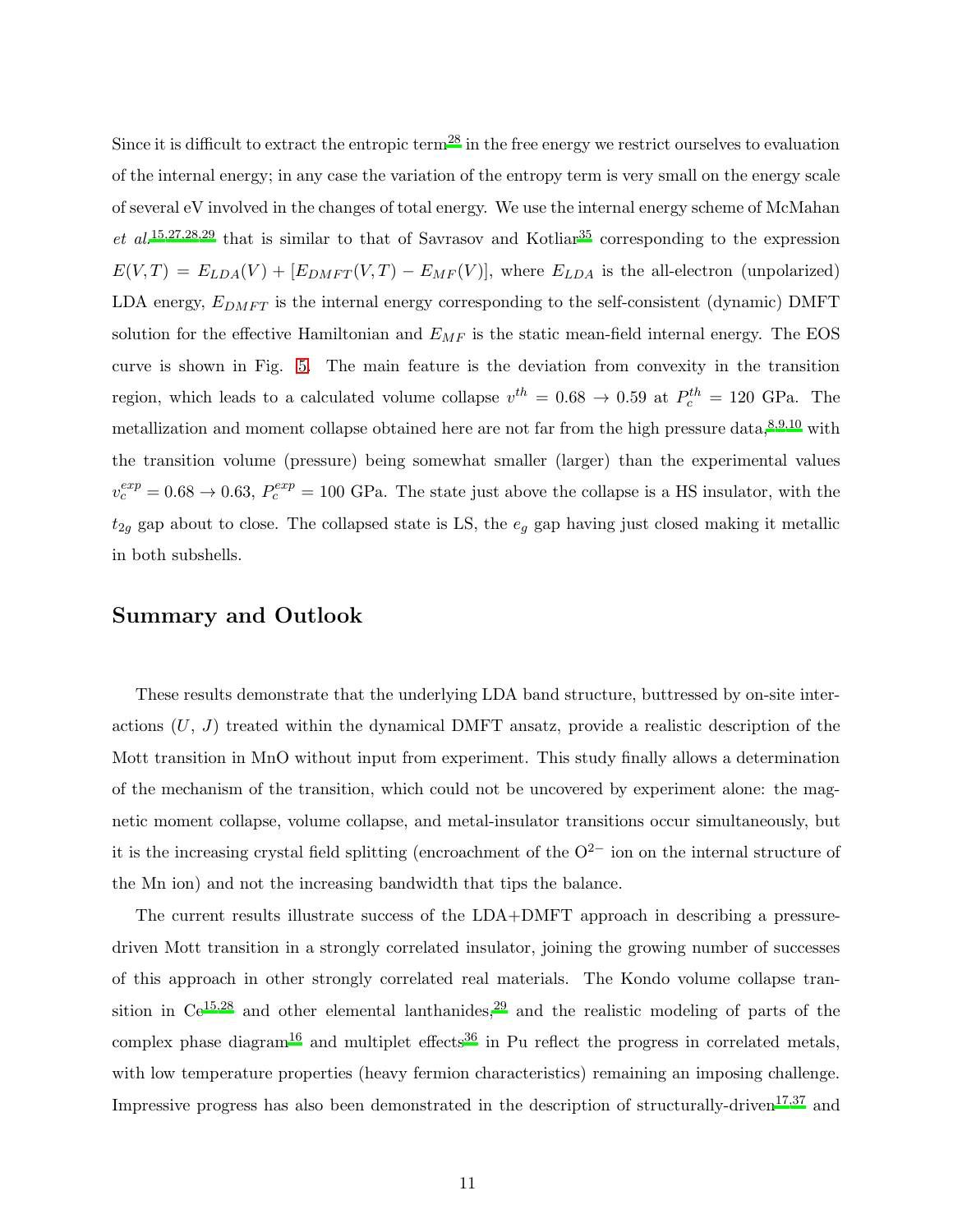Since it is difficult to extract the entropic term[28] in the free energy we restrict ourselves to evaluation of the internal energy; in any case the variation of the entropy term is very small on the energy scale of several eV involved in the changes of total energy. We use the internal energy scheme of McMahan *et al.*[15,27,28,29] that is similar to that of Savrasov and Kotliar[35] corresponding to the expression $E(V,T) = E_{LDA}(V) + [E_{DMFT}(V,T) - E_{MF}(V)]$, where $E_{LDA}$ is the all-electron (unpolarized) LDA energy, $E_{DMFT}$ is the internal energy corresponding to the self-consistent (dynamic) DMFT solution for the effective Hamiltonian and $E_{MF}$ is the static mean-field internal energy. The EOS curve is shown in Fig. 5. The main feature is the deviation from convexity in the transition region, which leads to a calculated volume collapse $v^{th} = 0.68 \to 0.59$ at $P_c^{th} = 120$ GPa. The metallization and moment collapse obtained here are not far from the high pressure data,[8,9,10] with the transition volume (pressure) being somewhat smaller (larger) than the experimental values $v_c^{exp} = 0.68 \to 0.63$, $P_c^{exp} = 100$ GPa. The state just above the collapse is a HS insulator, with the $t_{2g}$ gap about to close. The collapsed state is LS, the $e_g$ gap having just closed making it metallic in both subshells.

## Summary and Outlook

These results demonstrate that the underlying LDA band structure, buttressed by on-site interactions ($U$, $J$) treated within the dynamical DMFT ansatz, provide a realistic description of the Mott transition in MnO without input from experiment. This study finally allows a determination of the mechanism of the transition, which could not be uncovered by experiment alone: the magnetic moment collapse, volume collapse, and metal-insulator transitions occur simultaneously, but it is the increasing crystal field splitting (encroachment of the $O^{2-}$ ion on the internal structure of the Mn ion) and not the increasing bandwidth that tips the balance.

The current results illustrate success of the LDA+DMFT approach in describing a pressure-driven Mott transition in a strongly correlated insulator, joining the growing number of successes of this approach in other strongly correlated real materials. The Kondo volume collapse transition in Ce[15,28] and other elemental lanthanides,[29] and the realistic modeling of parts of the complex phase diagram[16] and multiplet effects[36] in Pu reflect the progress in correlated metals, with low temperature properties (heavy fermion characteristics) remaining an imposing challenge. Impressive progress has also been demonstrated in the description of structurally-driven[17,37] and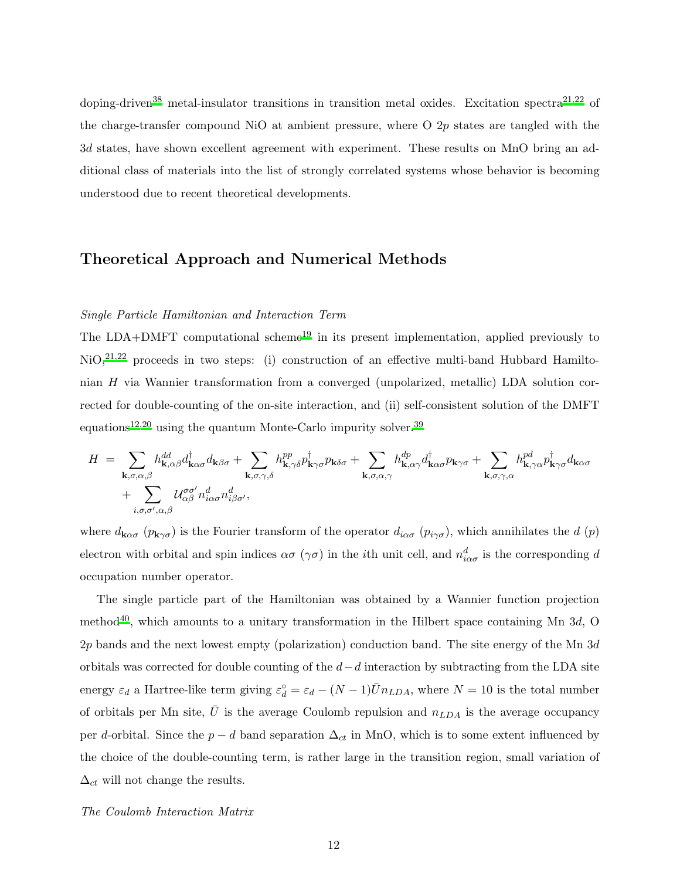doping-driven[38] metal-insulator transitions in transition metal oxides. Excitation spectra[21,22] of the charge-transfer compound NiO at ambient pressure, where O $2p$ states are tangled with the $3d$ states, have shown excellent agreement with experiment. These results on MnO bring an additional class of materials into the list of strongly correlated systems whose behavior is becoming understood due to recent theoretical developments.

## Theoretical Approach and Numerical Methods

*Single Particle Hamiltonian and Interaction Term*

The LDA+DMFT computational scheme[19] in its present implementation, applied previously to NiO,[21,22] proceeds in two steps: (i) construction of an effective multi-band Hubbard Hamiltonian $H$ via Wannier transformation from a converged (unpolarized, metallic) LDA solution corrected for double-counting of the on-site interaction, and (ii) self-consistent solution of the DMFT equations[12,20] using the quantum Monte-Carlo impurity solver.[39]

$$
\begin{aligned}
H \; = \; & \sum_{\mathbf{k},\sigma,\alpha,\beta} h^{dd}_{\mathbf{k},\alpha\beta} d^{\dagger}_{\mathbf{k}\alpha\sigma} d_{\mathbf{k}\beta\sigma} + \sum_{\mathbf{k},\sigma,\gamma,\delta} h^{pp}_{\mathbf{k},\gamma\delta} p^{\dagger}_{\mathbf{k}\gamma\sigma} p_{\mathbf{k}\delta\sigma} + \sum_{\mathbf{k},\sigma,\alpha,\gamma} h^{dp}_{\mathbf{k},\alpha\gamma} d^{\dagger}_{\mathbf{k}\alpha\sigma} p_{\mathbf{k}\gamma\sigma} + \sum_{\mathbf{k},\sigma,\gamma,\alpha} h^{pd}_{\mathbf{k},\gamma\alpha} p^{\dagger}_{\mathbf{k}\gamma\sigma} d_{\mathbf{k}\alpha\sigma} \\
& + \sum_{i,\sigma,\sigma',\alpha,\beta} \mathcal{U}^{\sigma\sigma'}_{\alpha\beta} n^{d}_{i\alpha\sigma} n^{d}_{i\beta\sigma'},
\end{aligned}
$$

where $d_{\mathbf{k}\alpha\sigma}$ ($p_{\mathbf{k}\gamma\sigma}$) is the Fourier transform of the operator $d_{i\alpha\sigma}$ ($p_{i\gamma\sigma}$), which annihilates the $d$ ($p$) electron with orbital and spin indices $\alpha\sigma$ ($\gamma\sigma$) in the $i$th unit cell, and $n^{d}_{i\alpha\sigma}$ is the corresponding $d$ occupation number operator.

The single particle part of the Hamiltonian was obtained by a Wannier function projection method[40], which amounts to a unitary transformation in the Hilbert space containing Mn $3d$, O $2p$ bands and the next lowest empty (polarization) conduction band. The site energy of the Mn $3d$ orbitals was corrected for double counting of the $d-d$ interaction by subtracting from the LDA site energy $\varepsilon_d$ a Hartree-like term giving $\varepsilon^{\circ}_{d} = \varepsilon_d - (N-1)\bar{U} n_{LDA}$, where $N = 10$ is the total number of orbitals per Mn site, $\bar{U}$ is the average Coulomb repulsion and $n_{LDA}$ is the average occupancy per $d$-orbital. Since the $p-d$ band separation $\Delta_{ct}$ in MnO, which is to some extent influenced by the choice of the double-counting term, is rather large in the transition region, small variation of $\Delta_{ct}$ will not change the results.

*The Coulomb Interaction Matrix*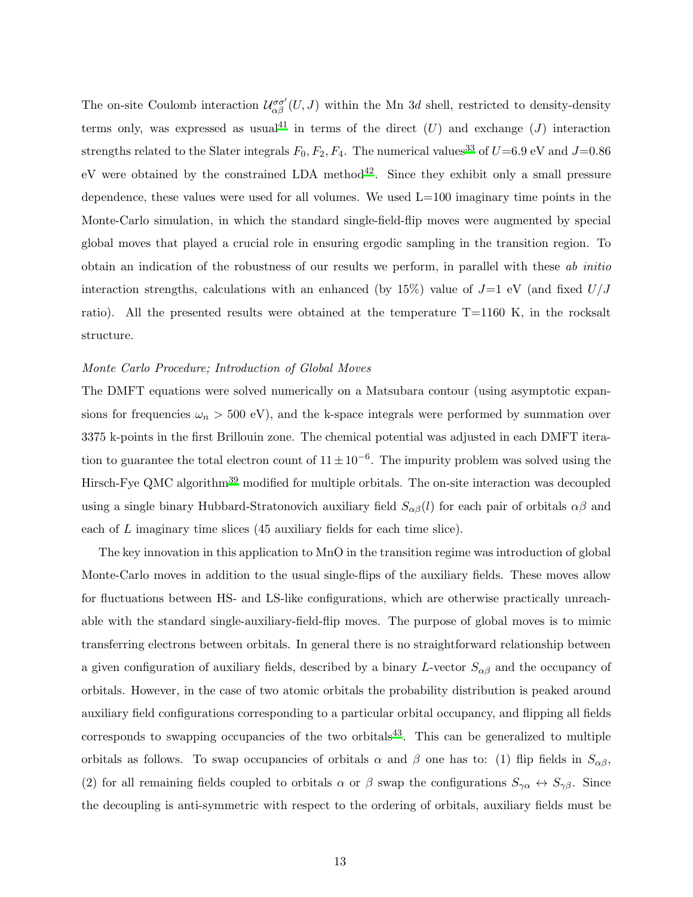The on-site Coulomb interaction $\mathcal{U}_{\alpha\beta}^{\sigma\sigma'}(U,J)$ within the Mn $3d$ shell, restricted to density-density terms only, was expressed as usual[41] in terms of the direct ($U$) and exchange ($J$) interaction strengths related to the Slater integrals $F_0, F_2, F_4$. The numerical values[33] of $U$=6.9 eV and $J$=0.86 eV were obtained by the constrained LDA method[42]. Since they exhibit only a small pressure dependence, these values were used for all volumes. We used L=100 imaginary time points in the Monte-Carlo simulation, in which the standard single-field-flip moves were augmented by special global moves that played a crucial role in ensuring ergodic sampling in the transition region. To obtain an indication of the robustness of our results we perform, in parallel with these *ab initio* interaction strengths, calculations with an enhanced (by 15%) value of $J$=1 eV (and fixed $U/J$ ratio). All the presented results were obtained at the temperature T=1160 K, in the rocksalt structure.

*Monte Carlo Procedure; Introduction of Global Moves*

The DMFT equations were solved numerically on a Matsubara contour (using asymptotic expansions for frequencies $\omega_n > 500$ eV), and the k-space integrals were performed by summation over 3375 k-points in the first Brillouin zone. The chemical potential was adjusted in each DMFT iteration to guarantee the total electron count of $11 \pm 10^{-6}$. The impurity problem was solved using the Hirsch-Fye QMC algorithm[39] modified for multiple orbitals. The on-site interaction was decoupled using a single binary Hubbard-Stratonovich auxiliary field $S_{\alpha\beta}(l)$ for each pair of orbitals $\alpha\beta$ and each of $L$ imaginary time slices (45 auxiliary fields for each time slice).

The key innovation in this application to MnO in the transition regime was introduction of global Monte-Carlo moves in addition to the usual single-flips of the auxiliary fields. These moves allow for fluctuations between HS- and LS-like configurations, which are otherwise practically unreachable with the standard single-auxiliary-field-flip moves. The purpose of global moves is to mimic transferring electrons between orbitals. In general there is no straightforward relationship between a given configuration of auxiliary fields, described by a binary $L$-vector $S_{\alpha\beta}$ and the occupancy of orbitals. However, in the case of two atomic orbitals the probability distribution is peaked around auxiliary field configurations corresponding to a particular orbital occupancy, and flipping all fields corresponds to swapping occupancies of the two orbitals[43]. This can be generalized to multiple orbitals as follows. To swap occupancies of orbitals $\alpha$ and $\beta$ one has to: (1) flip fields in $S_{\alpha\beta}$, (2) for all remaining fields coupled to orbitals $\alpha$ or $\beta$ swap the configurations $S_{\gamma\alpha} \leftrightarrow S_{\gamma\beta}$. Since the decoupling is anti-symmetric with respect to the ordering of orbitals, auxiliary fields must be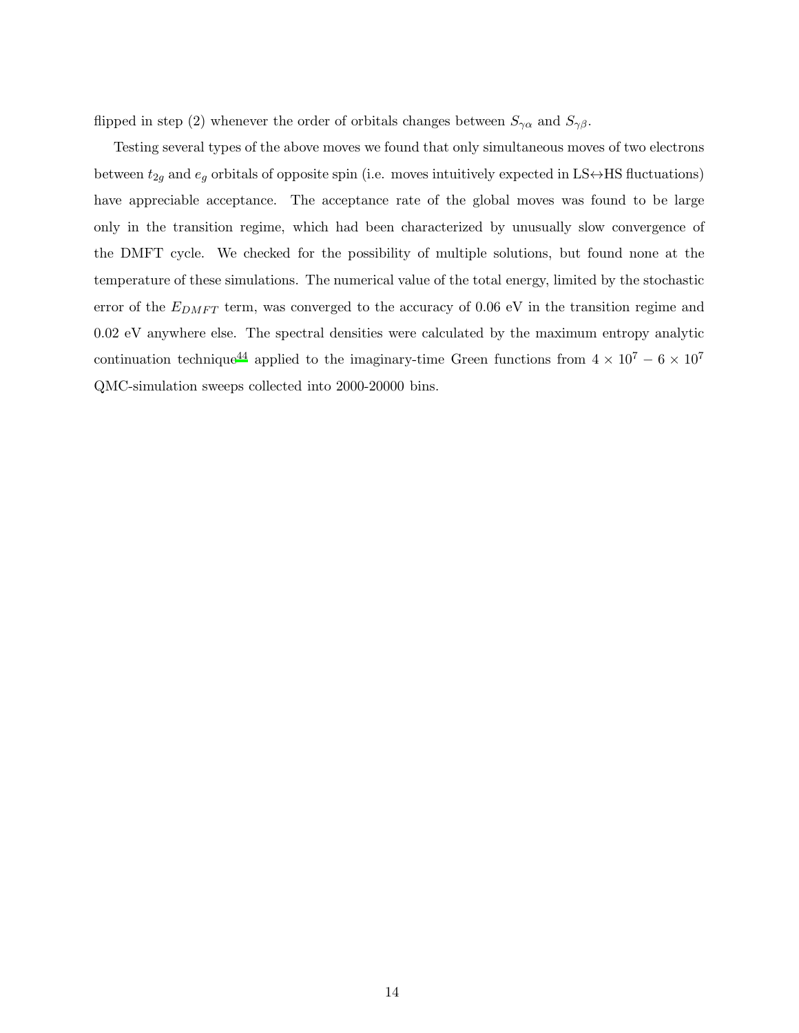flipped in step (2) whenever the order of orbitals changes between $S_{\gamma\alpha}$ and $S_{\gamma\beta}$.

Testing several types of the above moves we found that only simultaneous moves of two electrons between $t_{2g}$ and $e_g$ orbitals of opposite spin (i.e. moves intuitively expected in LS$\leftrightarrow$HS fluctuations) have appreciable acceptance. The acceptance rate of the global moves was found to be large only in the transition regime, which had been characterized by unusually slow convergence of the DMFT cycle. We checked for the possibility of multiple solutions, but found none at the temperature of these simulations. The numerical value of the total energy, limited by the stochastic error of the $E_{DMFT}$ term, was converged to the accuracy of 0.06 eV in the transition regime and 0.02 eV anywhere else. The spectral densities were calculated by the maximum entropy analytic continuation technique[44] applied to the imaginary-time Green functions from $4 \times 10^7 - 6 \times 10^7$ QMC-simulation sweeps collected into 2000-20000 bins.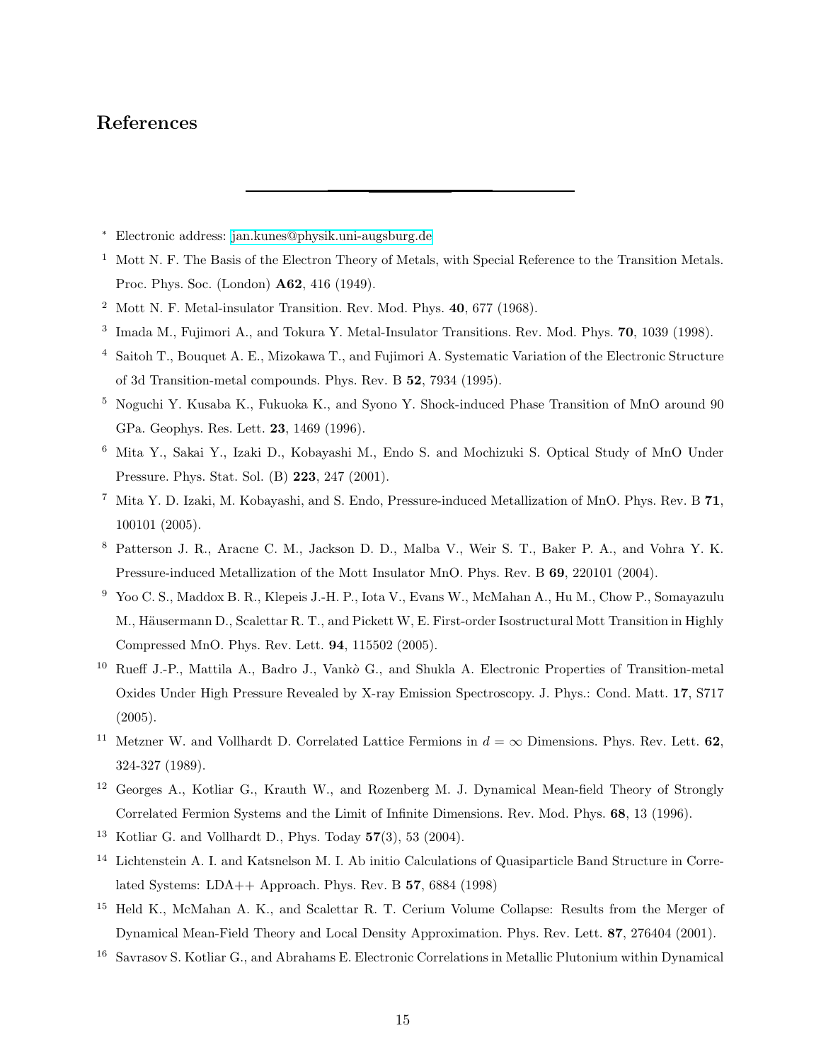# References

---

* Electronic address: jan.kunes@physik.uni-augsburg.de

[1] Mott N. F. The Basis of the Electron Theory of Metals, with Special Reference to the Transition Metals. Proc. Phys. Soc. (London) **A62**, 416 (1949).

[2] Mott N. F. Metal-insulator Transition. Rev. Mod. Phys. **40**, 677 (1968).

[3] Imada M., Fujimori A., and Tokura Y. Metal-Insulator Transitions. Rev. Mod. Phys. **70**, 1039 (1998).

[4] Saitoh T., Bouquet A. E., Mizokawa T., and Fujimori A. Systematic Variation of the Electronic Structure of 3d Transition-metal compounds. Phys. Rev. B **52**, 7934 (1995).

[5] Noguchi Y. Kusaba K., Fukuoka K., and Syono Y. Shock-induced Phase Transition of MnO around 90 GPa. Geophys. Res. Lett. **23**, 1469 (1996).

[6] Mita Y., Sakai Y., Izaki D., Kobayashi M., Endo S. and Mochizuki S. Optical Study of MnO Under Pressure. Phys. Stat. Sol. (B) **223**, 247 (2001).

[7] Mita Y. D. Izaki, M. Kobayashi, and S. Endo, Pressure-induced Metallization of MnO. Phys. Rev. B **71**, 100101 (2005).

[8] Patterson J. R., Aracne C. M., Jackson D. D., Malba V., Weir S. T., Baker P. A., and Vohra Y. K. Pressure-induced Metallization of the Mott Insulator MnO. Phys. Rev. B **69**, 220101 (2004).

[9] Yoo C. S., Maddox B. R., Klepeis J.-H. P., Iota V., Evans W., McMahan A., Hu M., Chow P., Somayazulu M., Häusermann D., Scalettar R. T., and Pickett W, E. First-order Isostructural Mott Transition in Highly Compressed MnO. Phys. Rev. Lett. **94**, 115502 (2005).

[10] Rueff J.-P., Mattila A., Badro J., Vankò G., and Shukla A. Electronic Properties of Transition-metal Oxides Under High Pressure Revealed by X-ray Emission Spectroscopy. J. Phys.: Cond. Matt. **17**, S717 (2005).

[11] Metzner W. and Vollhardt D. Correlated Lattice Fermions in $d = \infty$ Dimensions. Phys. Rev. Lett. **62**, 324-327 (1989).

[12] Georges A., Kotliar G., Krauth W., and Rozenberg M. J. Dynamical Mean-field Theory of Strongly Correlated Fermion Systems and the Limit of Infinite Dimensions. Rev. Mod. Phys. **68**, 13 (1996).

[13] Kotliar G. and Vollhardt D., Phys. Today **57**(3), 53 (2004).

[14] Lichtenstein A. I. and Katsnelson M. I. Ab initio Calculations of Quasiparticle Band Structure in Correlated Systems: LDA++ Approach. Phys. Rev. B **57**, 6884 (1998)

[15] Held K., McMahan A. K., and Scalettar R. T. Cerium Volume Collapse: Results from the Merger of Dynamical Mean-Field Theory and Local Density Approximation. Phys. Rev. Lett. **87**, 276404 (2001).

[16] Savrasov S. Kotliar G., and Abrahams E. Electronic Correlations in Metallic Plutonium within Dynamical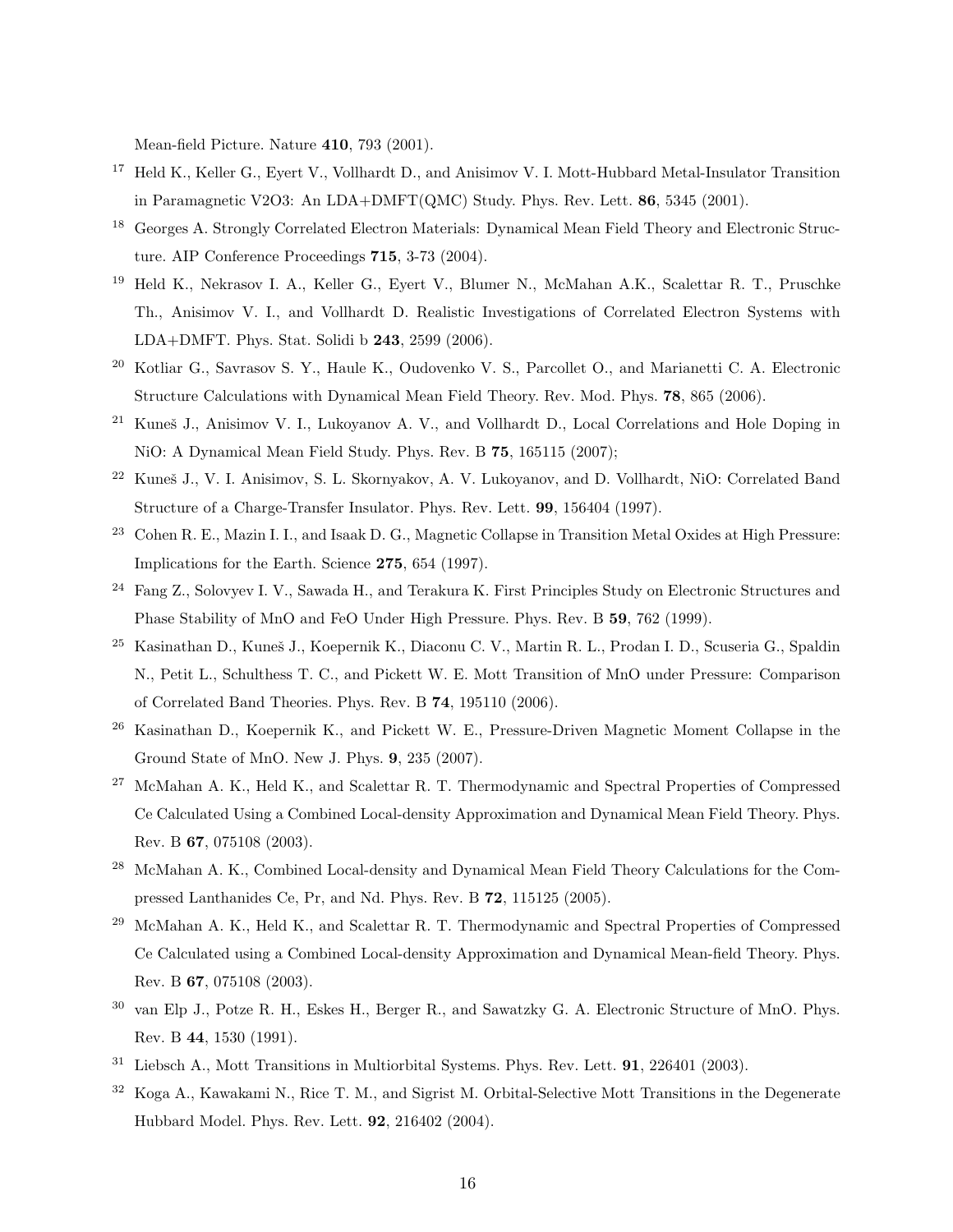Mean-field Picture. Nature **410**, 793 (2001).

[17] Held K., Keller G., Eyert V., Vollhardt D., and Anisimov V. I. Mott-Hubbard Metal-Insulator Transition in Paramagnetic V2O3: An LDA+DMFT(QMC) Study. Phys. Rev. Lett. **86**, 5345 (2001).

[18] Georges A. Strongly Correlated Electron Materials: Dynamical Mean Field Theory and Electronic Structure. AIP Conference Proceedings **715**, 3-73 (2004).

[19] Held K., Nekrasov I. A., Keller G., Eyert V., Blumer N., McMahan A.K., Scalettar R. T., Pruschke Th., Anisimov V. I., and Vollhardt D. Realistic Investigations of Correlated Electron Systems with LDA+DMFT. Phys. Stat. Solidi b **243**, 2599 (2006).

[20] Kotliar G., Savrasov S. Y., Haule K., Oudovenko V. S., Parcollet O., and Marianetti C. A. Electronic Structure Calculations with Dynamical Mean Field Theory. Rev. Mod. Phys. **78**, 865 (2006).

[21] Kuneš J., Anisimov V. I., Lukoyanov A. V., and Vollhardt D., Local Correlations and Hole Doping in NiO: A Dynamical Mean Field Study. Phys. Rev. B **75**, 165115 (2007);

[22] Kuneš J., V. I. Anisimov, S. L. Skornyakov, A. V. Lukoyanov, and D. Vollhardt, NiO: Correlated Band Structure of a Charge-Transfer Insulator. Phys. Rev. Lett. **99**, 156404 (1997).

[23] Cohen R. E., Mazin I. I., and Isaak D. G., Magnetic Collapse in Transition Metal Oxides at High Pressure: Implications for the Earth. Science **275**, 654 (1997).

[24] Fang Z., Solovyev I. V., Sawada H., and Terakura K. First Principles Study on Electronic Structures and Phase Stability of MnO and FeO Under High Pressure. Phys. Rev. B **59**, 762 (1999).

[25] Kasinathan D., Kuneš J., Koepernik K., Diaconu C. V., Martin R. L., Prodan I. D., Scuseria G., Spaldin N., Petit L., Schulthess T. C., and Pickett W. E. Mott Transition of MnO under Pressure: Comparison of Correlated Band Theories. Phys. Rev. B **74**, 195110 (2006).

[26] Kasinathan D., Koepernik K., and Pickett W. E., Pressure-Driven Magnetic Moment Collapse in the Ground State of MnO. New J. Phys. **9**, 235 (2007).

[27] McMahan A. K., Held K., and Scalettar R. T. Thermodynamic and Spectral Properties of Compressed Ce Calculated Using a Combined Local-density Approximation and Dynamical Mean Field Theory. Phys. Rev. B **67**, 075108 (2003).

[28] McMahan A. K., Combined Local-density and Dynamical Mean Field Theory Calculations for the Compressed Lanthanides Ce, Pr, and Nd. Phys. Rev. B **72**, 115125 (2005).

[29] McMahan A. K., Held K., and Scalettar R. T. Thermodynamic and Spectral Properties of Compressed Ce Calculated using a Combined Local-density Approximation and Dynamical Mean-field Theory. Phys. Rev. B **67**, 075108 (2003).

[30] van Elp J., Potze R. H., Eskes H., Berger R., and Sawatzky G. A. Electronic Structure of MnO. Phys. Rev. B **44**, 1530 (1991).

[31] Liebsch A., Mott Transitions in Multiorbital Systems. Phys. Rev. Lett. **91**, 226401 (2003).

[32] Koga A., Kawakami N., Rice T. M., and Sigrist M. Orbital-Selective Mott Transitions in the Degenerate Hubbard Model. Phys. Rev. Lett. **92**, 216402 (2004).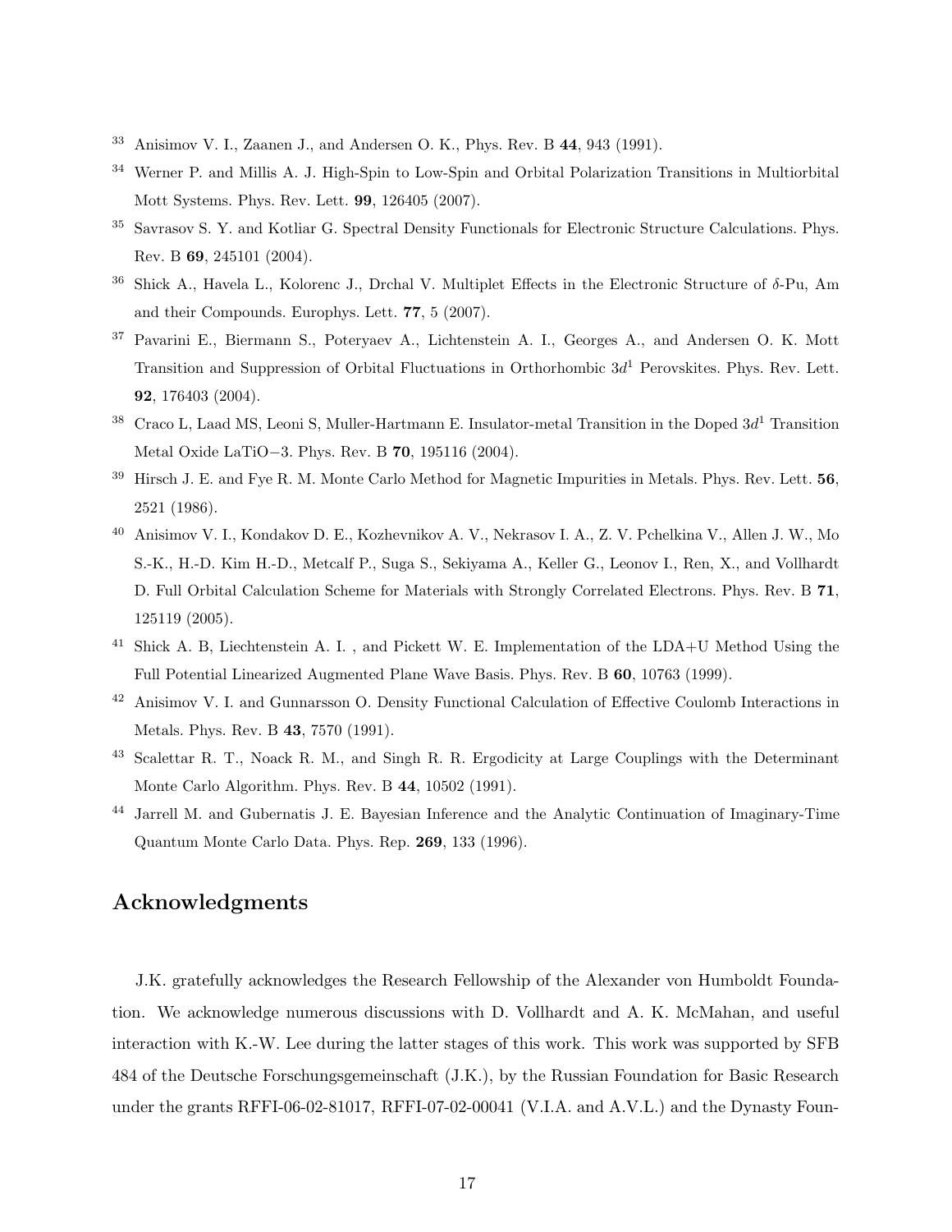[33] Anisimov V. I., Zaanen J., and Andersen O. K., Phys. Rev. B **44**, 943 (1991).

[34] Werner P. and Millis A. J. High-Spin to Low-Spin and Orbital Polarization Transitions in Multiorbital Mott Systems. Phys. Rev. Lett. **99**, 126405 (2007).

[35] Savrasov S. Y. and Kotliar G. Spectral Density Functionals for Electronic Structure Calculations. Phys. Rev. B **69**, 245101 (2004).

[36] Shick A., Havela L., Kolorenc J., Drchal V. Multiplet Effects in the Electronic Structure of $\delta$-Pu, Am and their Compounds. Europhys. Lett. **77**, 5 (2007).

[37] Pavarini E., Biermann S., Poteryaev A., Lichtenstein A. I., Georges A., and Andersen O. K. Mott Transition and Suppression of Orbital Fluctuations in Orthorhombic $3d^1$ Perovskites. Phys. Rev. Lett. **92**, 176403 (2004).

[38] Craco L, Laad MS, Leoni S, Muller-Hartmann E. Insulator-metal Transition in the Doped $3d^1$ Transition Metal Oxide LaTiO$-3$. Phys. Rev. B **70**, 195116 (2004).

[39] Hirsch J. E. and Fye R. M. Monte Carlo Method for Magnetic Impurities in Metals. Phys. Rev. Lett. **56**, 2521 (1986).

[40] Anisimov V. I., Kondakov D. E., Kozhevnikov A. V., Nekrasov I. A., Z. V. Pchelkina V., Allen J. W., Mo S.-K., H.-D. Kim H.-D., Metcalf P., Suga S., Sekiyama A., Keller G., Leonov I., Ren, X., and Vollhardt D. Full Orbital Calculation Scheme for Materials with Strongly Correlated Electrons. Phys. Rev. B **71**, 125119 (2005).

[41] Shick A. B, Liechtenstein A. I. , and Pickett W. E. Implementation of the LDA+U Method Using the Full Potential Linearized Augmented Plane Wave Basis. Phys. Rev. B **60**, 10763 (1999).

[42] Anisimov V. I. and Gunnarsson O. Density Functional Calculation of Effective Coulomb Interactions in Metals. Phys. Rev. B **43**, 7570 (1991).

[43] Scalettar R. T., Noack R. M., and Singh R. R. Ergodicity at Large Couplings with the Determinant Monte Carlo Algorithm. Phys. Rev. B **44**, 10502 (1991).

[44] Jarrell M. and Gubernatis J. E. Bayesian Inference and the Analytic Continuation of Imaginary-Time Quantum Monte Carlo Data. Phys. Rep. **269**, 133 (1996).

## Acknowledgments

J.K. gratefully acknowledges the Research Fellowship of the Alexander von Humboldt Foundation. We acknowledge numerous discussions with D. Vollhardt and A. K. McMahan, and useful interaction with K.-W. Lee during the latter stages of this work. This work was supported by SFB 484 of the Deutsche Forschungsgemeinschaft (J.K.), by the Russian Foundation for Basic Research under the grants RFFI-06-02-81017, RFFI-07-02-00041 (V.I.A. and A.V.L.) and the Dynasty Foun-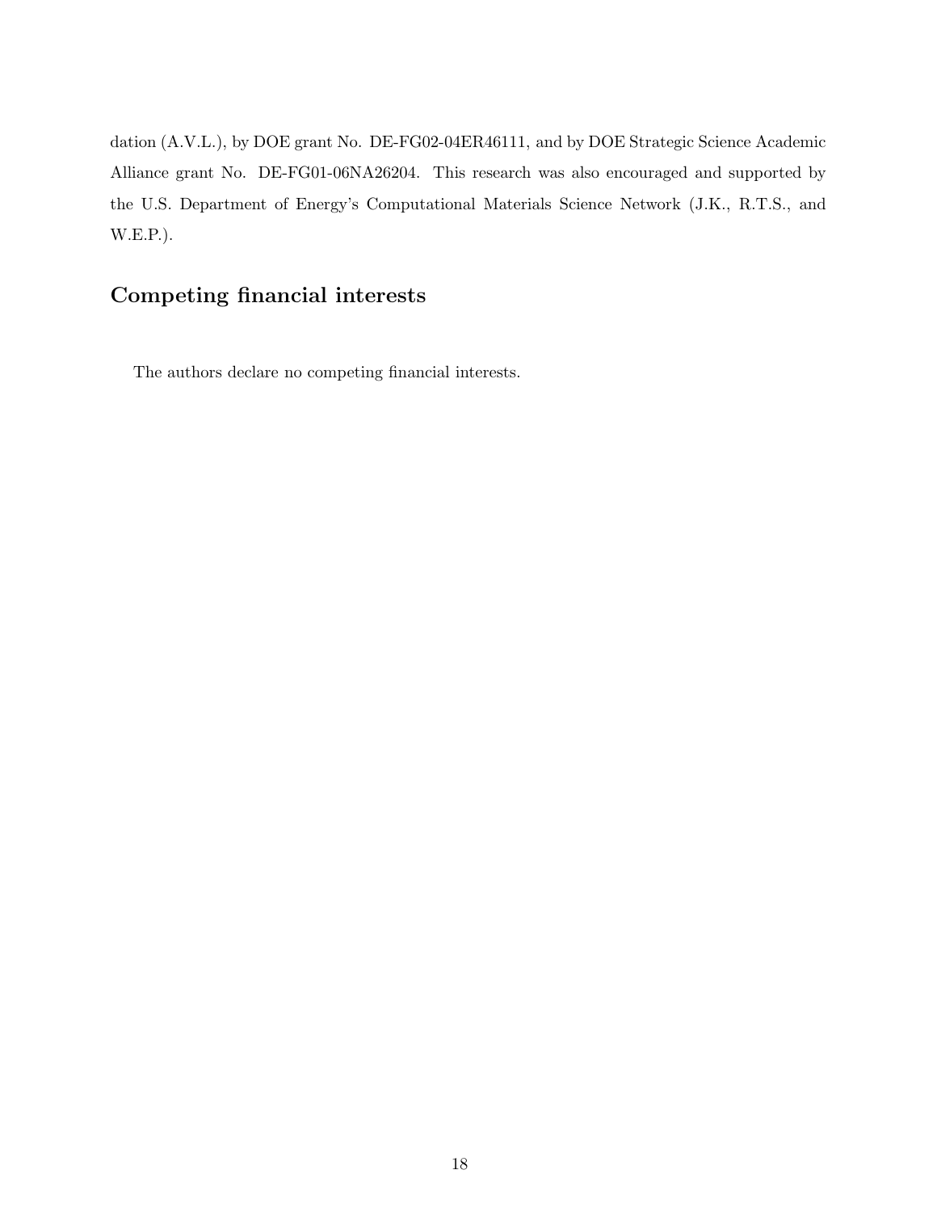dation (A.V.L.), by DOE grant No. DE-FG02-04ER46111, and by DOE Strategic Science Academic Alliance grant No. DE-FG01-06NA26204. This research was also encouraged and supported by the U.S. Department of Energy's Computational Materials Science Network (J.K., R.T.S., and W.E.P.).

## Competing financial interests

The authors declare no competing financial interests.